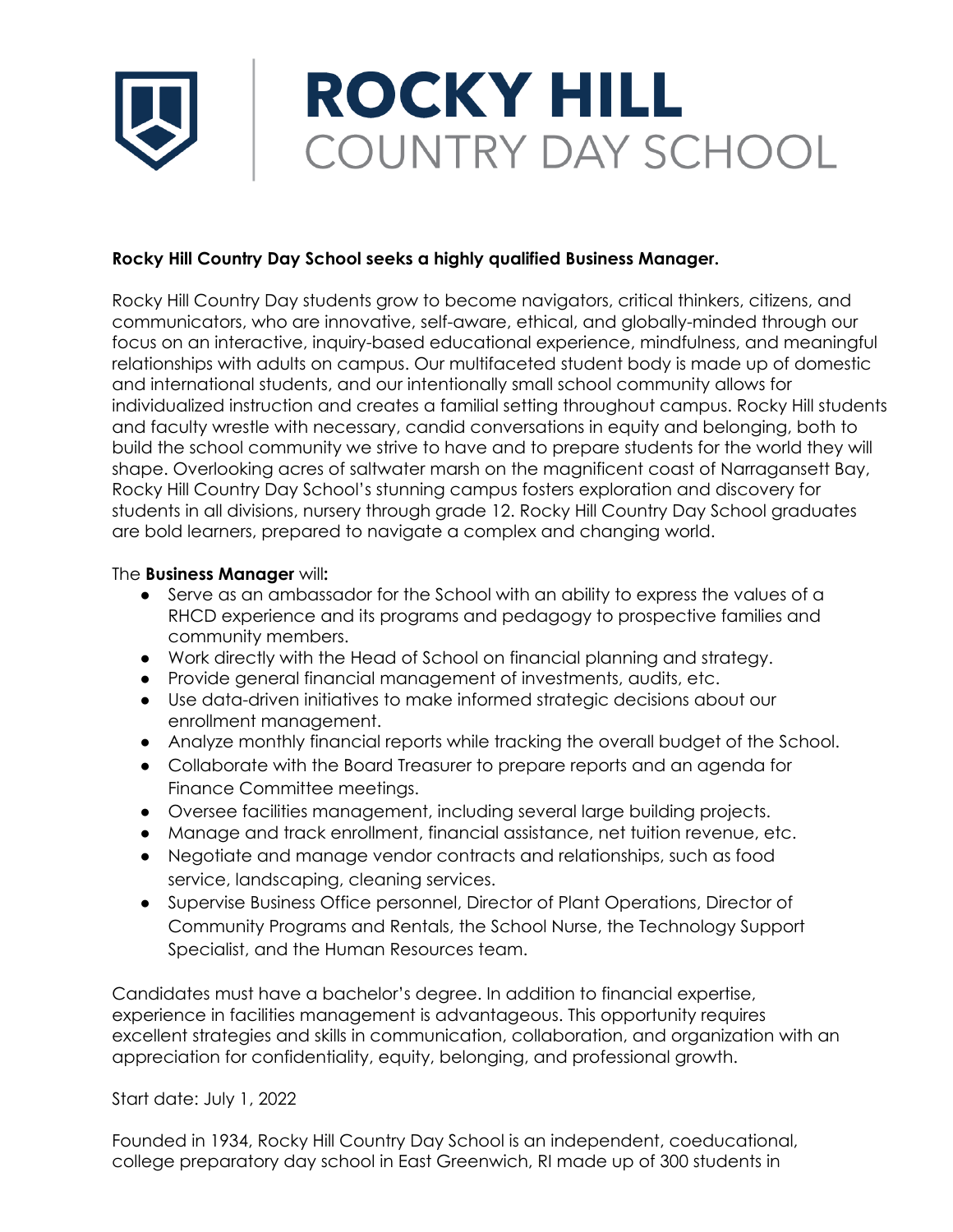# ROCKY HILL
COUNTRY DAY SCHOOL

**Rocky Hill Country Day School seeks a highly qualified Business Manager.**

Rocky Hill Country Day students grow to become navigators, critical thinkers, citizens, and communicators, who are innovative, self-aware, ethical, and globally-minded through our focus on an interactive, inquiry-based educational experience, mindfulness, and meaningful relationships with adults on campus. Our multifaceted student body is made up of domestic and international students, and our intentionally small school community allows for individualized instruction and creates a familial setting throughout campus. Rocky Hill students and faculty wrestle with necessary, candid conversations in equity and belonging, both to build the school community we strive to have and to prepare students for the world they will shape. Overlooking acres of saltwater marsh on the magnificent coast of Narragansett Bay, Rocky Hill Country Day School's stunning campus fosters exploration and discovery for students in all divisions, nursery through grade 12. Rocky Hill Country Day School graduates are bold learners, prepared to navigate a complex and changing world.

The **Business Manager** will**:**

- Serve as an ambassador for the School with an ability to express the values of a RHCD experience and its programs and pedagogy to prospective families and community members.
- Work directly with the Head of School on financial planning and strategy.
- Provide general financial management of investments, audits, etc.
- Use data-driven initiatives to make informed strategic decisions about our enrollment management.
- Analyze monthly financial reports while tracking the overall budget of the School.
- Collaborate with the Board Treasurer to prepare reports and an agenda for Finance Committee meetings.
- Oversee facilities management, including several large building projects.
- Manage and track enrollment, financial assistance, net tuition revenue, etc.
- Negotiate and manage vendor contracts and relationships, such as food service, landscaping, cleaning services.
- Supervise Business Office personnel, Director of Plant Operations, Director of Community Programs and Rentals, the School Nurse, the Technology Support Specialist, and the Human Resources team.

Candidates must have a bachelor's degree. In addition to financial expertise, experience in facilities management is advantageous. This opportunity requires excellent strategies and skills in communication, collaboration, and organization with an appreciation for confidentiality, equity, belonging, and professional growth.

Start date: July 1, 2022

Founded in 1934, Rocky Hill Country Day School is an independent, coeducational, college preparatory day school in East Greenwich, RI made up of 300 students in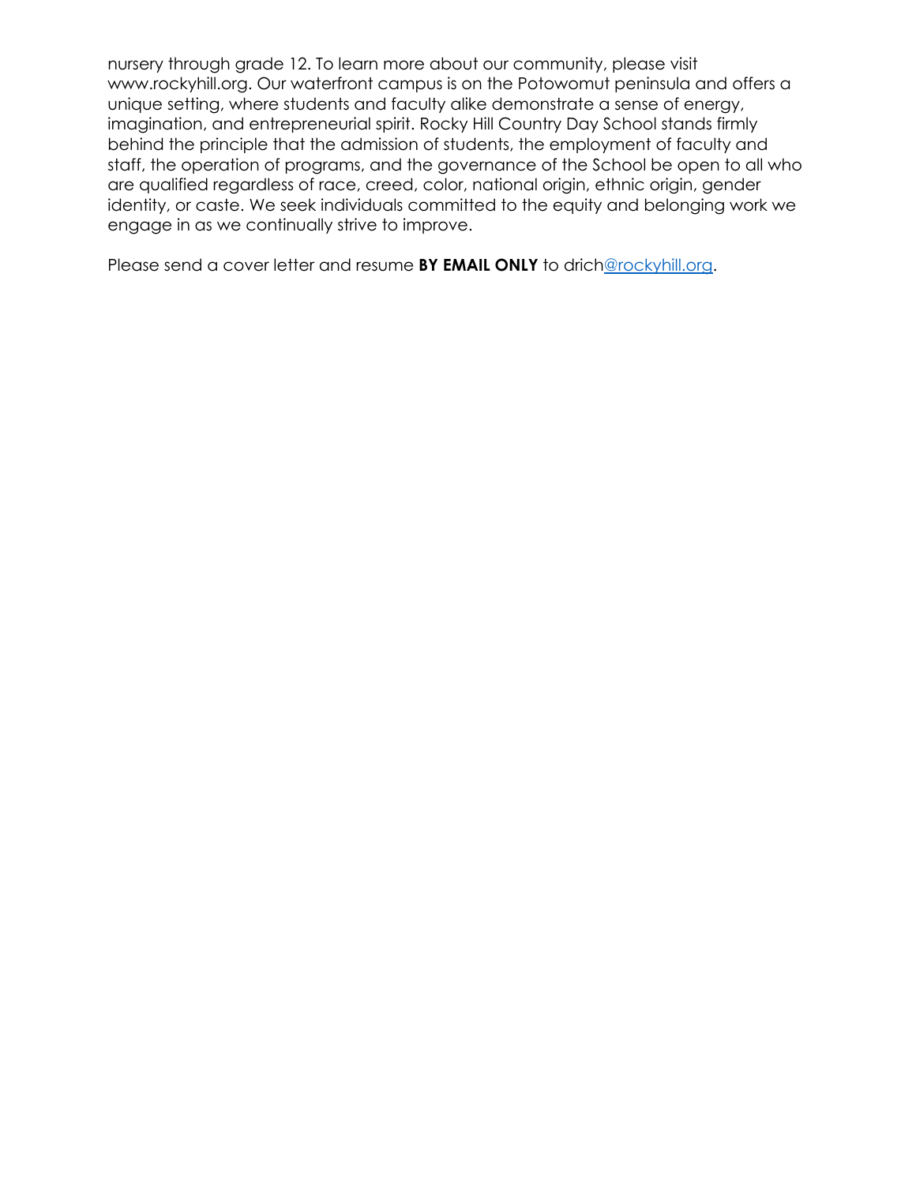nursery through grade 12. To learn more about our community, please visit www.rockyhill.org. Our waterfront campus is on the Potowomut peninsula and offers a unique setting, where students and faculty alike demonstrate a sense of energy, imagination, and entrepreneurial spirit. Rocky Hill Country Day School stands firmly behind the principle that the admission of students, the employment of faculty and staff, the operation of programs, and the governance of the School be open to all who are qualified regardless of race, creed, color, national origin, ethnic origin, gender identity, or caste. We seek individuals committed to the equity and belonging work we engage in as we continually strive to improve.

Please send a cover letter and resume **BY EMAIL ONLY** to drich@rockyhill.org.